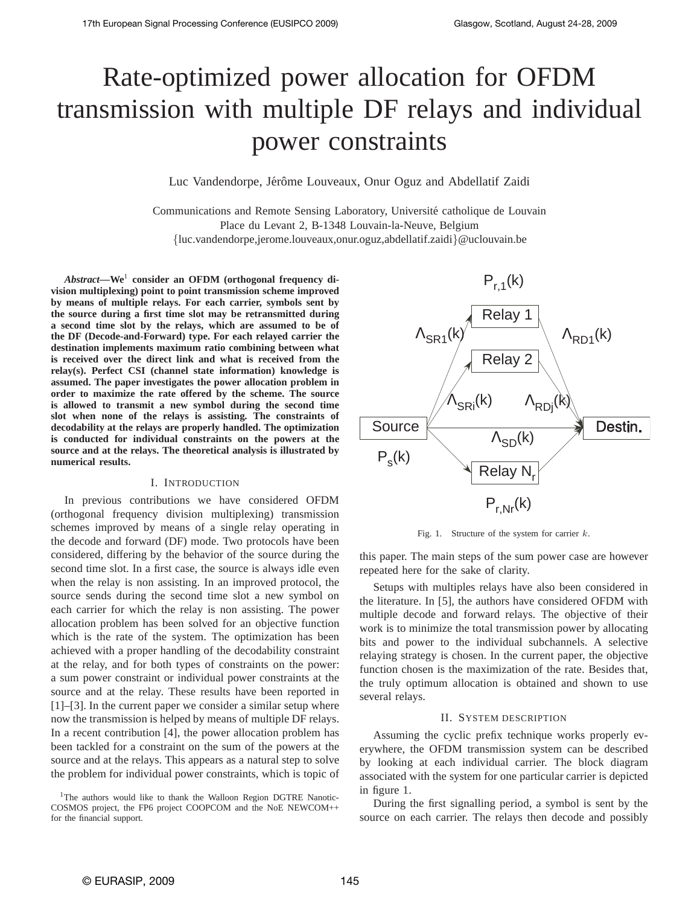# Rate-optimized power allocation for OFDM transmission with multiple DF relays and individual power constraints

Luc Vandendorpe, Jérôme Louveaux, Onur Oguz and Abdellatif Zaidi

Communications and Remote Sensing Laboratory, Université catholique de Louvain
Place du Levant 2, B-1348 Louvain-la-Neuve, Belgium
{luc.vandendorpe,jerome.louveaux,onur.oguz,abdellatif.zaidi}@uclouvain.be

***Abstract*—We[1] consider an OFDM (orthogonal frequency division multiplexing) point to point transmission scheme improved by means of multiple relays. For each carrier, symbols sent by the source during a first time slot may be retransmitted during a second time slot by the relays, which are assumed to be of the DF (Decode-and-Forward) type. For each relayed carrier the destination implements maximum ratio combining between what is received over the direct link and what is received from the relay(s). Perfect CSI (channel state information) knowledge is assumed. The paper investigates the power allocation problem in order to maximize the rate offered by the scheme. The source is allowed to transmit a new symbol during the second time slot when none of the relays is assisting. The constraints of decodability at the relays are properly handled. The optimization is conducted for individual constraints on the powers at the source and at the relays. The theoretical analysis is illustrated by numerical results.**

## I. Introduction

In previous contributions we have considered OFDM (orthogonal frequency division multiplexing) transmission schemes improved by means of a single relay operating in the decode and forward (DF) mode. Two protocols have been considered, differing by the behavior of the source during the second time slot. In a first case, the source is always idle even when the relay is non assisting. In an improved protocol, the source sends during the second time slot a new symbol on each carrier for which the relay is non assisting. The power allocation problem has been solved for an objective function which is the rate of the system. The optimization has been achieved with a proper handling of the decodability constraint at the relay, and for both types of constraints on the power: a sum power constraint or individual power constraints at the source and at the relay. These results have been reported in [1]–[3]. In the current paper we consider a similar setup where now the transmission is helped by means of multiple DF relays. In a recent contribution [4], the power allocation problem has been tackled for a constraint on the sum of the powers at the source and at the relays. This appears as a natural step to solve the problem for individual power constraints, which is topic of this paper. The main steps of the sum power case are however repeated here for the sake of clarity.

[1]The authors would like to thank the Walloon Region DGTRE Nanotic-COSMOS project, the FP6 project COOPCOM and the NoE NEWCOM++ for the financial support.

Fig. 1. Structure of the system for carrier $k$.

Setups with multiples relays have also been considered in the literature. In [5], the authors have considered OFDM with multiple decode and forward relays. The objective of their work is to minimize the total transmission power by allocating bits and power to the individual subchannels. A selective relaying strategy is chosen. In the current paper, the objective function chosen is the maximization of the rate. Besides that, the truly optimum allocation is obtained and shown to use several relays.

## II. System description

Assuming the cyclic prefix technique works properly everywhere, the OFDM transmission system can be described by looking at each individual carrier. The block diagram associated with the system for one particular carrier is depicted in figure 1.

During the first signalling period, a symbol is sent by the source on each carrier. The relays then decode and possibly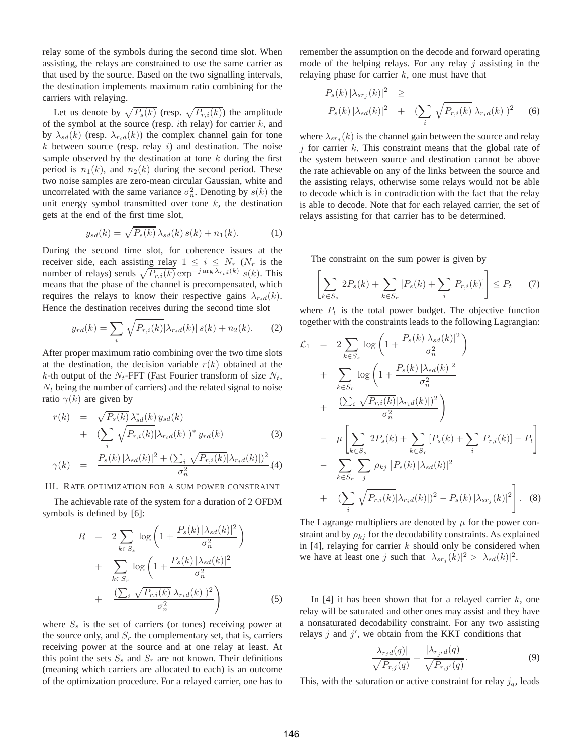relay some of the symbols during the second time slot. When assisting, the relays are constrained to use the same carrier as that used by the source. Based on the two signalling intervals, the destination implements maximum ratio combining for the carriers with relaying.

Let us denote by $\sqrt{P_s(k)}$ (resp. $\sqrt{P_{r,i}(k)}$) the amplitude of the symbol at the source (resp. $i$th relay) for carrier $k$, and by $\lambda_{sd}(k)$ (resp. $\lambda_{r_i d}(k)$) the complex channel gain for tone $k$ between source (resp. relay $i$) and destination. The noise sample observed by the destination at tone $k$ during the first period is $n_1(k)$, and $n_2(k)$ during the second period. These two noise samples are zero-mean circular Gaussian, white and uncorrelated with the same variance $\sigma_n^2$. Denoting by $s(k)$ the unit energy symbol transmitted over tone $k$, the destination gets at the end of the first time slot,

$$y_{sd}(k) = \sqrt{P_s(k)}\,\lambda_{sd}(k)\,s(k) + n_1(k). \tag{1}$$

During the second time slot, for coherence issues at the receiver side, each assisting relay $1 \leq i \leq N_r$ ($N_r$ is the number of relays) sends $\sqrt{P_{r,i}(k)}\exp^{-j\arg\lambda_{r_i d}(k)}\ s(k)$. This means that the phase of the channel is precompensated, which requires the relays to know their respective gains $\lambda_{r_i d}(k)$. Hence the destination receives during the second time slot

$$y_{rd}(k) = \sum_i \sqrt{P_{r,i}(k)}|\lambda_{r_i d}(k)|\,s(k) + n_2(k). \tag{2}$$

After proper maximum ratio combining over the two time slots at the destination, the decision variable $r(k)$ obtained at the $k$-th output of the $N_t$-FFT (Fast Fourier transform of size $N_t$, $N_t$ being the number of carriers) and the related signal to noise ratio $\gamma(k)$ are given by

$$\begin{aligned} r(k) &= \sqrt{P_s(k)}\,\lambda_{sd}^*(k)\,y_{sd}(k) \\ &+ \ (\sum_i \sqrt{P_{r,i}(k)}|\lambda_{r_i d}(k)|)^*\,y_{rd}(k) \end{aligned} \tag{3}$$

$$\gamma(k) = \frac{P_s(k)\,|\lambda_{sd}(k)|^2 + (\sum_i \sqrt{P_{r,i}(k)}|\lambda_{r_i d}(k)|)^2}{\sigma_n^2}. \tag{4}$$

## III. Rate optimization for a sum power constraint

The achievable rate of the system for a duration of 2 OFDM symbols is defined by [6]:

$$\begin{aligned} R &= 2\sum_{k\in S_s}\log\left(1+\frac{P_s(k)\,|\lambda_{sd}(k)|^2}{\sigma_n^2}\right) \\ &+ \sum_{k\in S_r}\log\left(1+\frac{P_s(k)\,|\lambda_{sd}(k)|^2}{\sigma_n^2}\right. \\ &+ \left.\frac{(\sum_i \sqrt{P_{r,i}(k)}|\lambda_{r_i d}(k)|)^2}{\sigma_n^2}\right) \end{aligned} \tag{5}$$

where $S_s$ is the set of carriers (or tones) receiving power at the source only, and $S_r$ the complementary set, that is, carriers receiving power at the source and at one relay at least. At this point the sets $S_s$ and $S_r$ are not known. Their definitions (meaning which carriers are allocated to each) is an outcome of the optimization procedure. For a relayed carrier, one has to remember the assumption on the decode and forward operating mode of the helping relays. For any relay $j$ assisting in the relaying phase for carrier $k$, one must have that

$$\begin{aligned} P_s(k)\,|\lambda_{sr_j}(k)|^2 &\geq \\ P_s(k)\,|\lambda_{sd}(k)|^2 &+ \ (\sum_i \sqrt{P_{r,i}(k)}|\lambda_{r_i d}(k)|)^2 \end{aligned} \tag{6}$$

where $\lambda_{sr_j}(k)$ is the channel gain between the source and relay $j$ for carrier $k$. This constraint means that the global rate of the system between source and destination cannot be above the rate achievable on any of the links between the source and the assisting relays, otherwise some relays would not be able to decode which is in contradiction with the fact that the relay is able to decode. Note that for each relayed carrier, the set of relays assisting for that carrier has to be determined.

The constraint on the sum power is given by

$$\left[\sum_{k\in S_s} 2P_s(k) + \sum_{k\in S_r}\left[P_s(k) + \sum_i\ P_{r,i}(k)\right]\right] \leq P_t \tag{7}$$

where $P_t$ is the total power budget. The objective function together with the constraints leads to the following Lagrangian:

$$\begin{aligned} \mathcal{L}_1 &= 2\sum_{k\in S_s}\log\left(1+\frac{P_s(k)|\lambda_{sd}(k)|^2}{\sigma_n^2}\right) \\ &+ \sum_{k\in S_r}\log\left(1+\frac{P_s(k)\,|\lambda_{sd}(k)|^2}{\sigma_n^2}\right. \\ &+ \left.\frac{(\sum_i \sqrt{P_{r,i}(k)}|\lambda_{r_i d}(k)|)^2}{\sigma_n^2}\right) \\ &- \mu\left[\sum_{k\in S_s}2P_s(k) + \sum_{k\in S_r}\left[P_s(k)+\sum_i\ P_{r,i}(k)\right] - P_t\right] \\ &- \sum_{k\in S_r}\sum_j \rho_{kj}\left[P_s(k)\,|\lambda_{sd}(k)|^2\right. \\ &+ \left.(\sum_i \sqrt{P_{r,i}(k)}|\lambda_{r_i d}(k)|)^2 - P_s(k)\,|\lambda_{sr_j}(k)|^2\right]. \end{aligned} \tag{8}$$

The Lagrange multipliers are denoted by $\mu$ for the power constraint and by $\rho_{kj}$ for the decodability constraints. As explained in [4], relaying for carrier $k$ should only be considered when we have at least one $j$ such that $|\lambda_{sr_j}(k)|^2 > |\lambda_{sd}(k)|^2$.

In [4] it has been shown that for a relayed carrier $k$, one relay will be saturated and other ones may assist and they have a nonsaturated decodability constraint. For any two assisting relays $j$ and $j'$, we obtain from the KKT conditions that

$$\frac{|\lambda_{r_j d}(q)|}{\sqrt{P_{r,j}(q)}} = \frac{|\lambda_{r_{j'} d}(q)|}{\sqrt{P_{r,j'}(q)}}. \tag{9}$$

This, with the saturation or active constraint for relay $j_q$, leads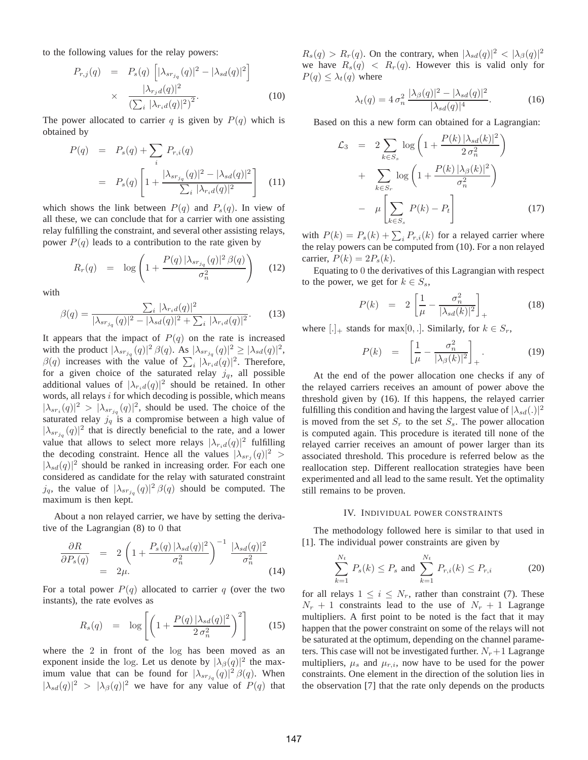to the following values for the relay powers:

$$
\begin{aligned}
P_{r,j}(q) &= P_s(q)\left[|\lambda_{sr_{j_q}}(q)|^2 - |\lambda_{sd}(q)|^2\right] \\
&\times \frac{|\lambda_{r_jd}(q)|^2}{\left(\sum_i |\lambda_{r_id}(q)|^2\right)^2}.
\end{aligned} \tag{10}
$$

The power allocated to carrier $q$ is given by $P(q)$ which is obtained by

$$
\begin{aligned}
P(q) &= P_s(q) + \sum_i P_{r,i}(q) \\
&= P_s(q)\left[1 + \frac{|\lambda_{sr_{j_q}}(q)|^2 - |\lambda_{sd}(q)|^2}{\sum_i |\lambda_{r_id}(q)|^2}\right]
\end{aligned} \tag{11}
$$

which shows the link between $P(q)$ and $P_s(q)$. In view of all these, we can conclude that for a carrier with one assisting relay fulfilling the constraint, and several other assisting relays, power $P(q)$ leads to a contribution to the rate given by

$$
R_r(q) = \log\left(1 + \frac{P(q)\,|\lambda_{sr_{j_q}}(q)|^2\,\beta(q)}{\sigma_n^2}\right) \tag{12}
$$

with

$$
\beta(q) = \frac{\sum_i |\lambda_{r_id}(q)|^2}{|\lambda_{sr_{j_q}}(q)|^2 - |\lambda_{sd}(q)|^2 + \sum_i |\lambda_{r_id}(q)|^2}. \tag{13}
$$

It appears that the impact of $P(q)$ on the rate is increased with the product $|\lambda_{sr_{j_q}}(q)|^2\,\beta(q)$. As $|\lambda_{sr_{j_q}}(q)|^2 \geq |\lambda_{sd}(q)|^2$, $\beta(q)$ increases with the value of $\sum_i |\lambda_{r_id}(q)|^2$. Therefore, for a given choice of the saturated relay $j_q$, all possible additional values of $|\lambda_{r_id}(q)|^2$ should be retained. In other words, all relays $i$ for which decoding is possible, which means $|\lambda_{sr_i}(q)|^2 > |\lambda_{sr_{j_q}}(q)|^2$, should be used. The choice of the saturated relay $j_q$ is a compromise between a high value of $|\lambda_{sr_{j_q}}(q)|^2$ that is directly beneficial to the rate, and a lower value that allows to select more relays $|\lambda_{r_id}(q)|^2$ fulfilling the decoding constraint. Hence all the values $|\lambda_{sr_j}(q)|^2 > |\lambda_{sd}(q)|^2$ should be ranked in increasing order. For each one considered as candidate for the relay with saturated constraint $j_q$, the value of $|\lambda_{sr_{j_q}}(q)|^2\,\beta(q)$ should be computed. The maximum is then kept.

About a non relayed carrier, we have by setting the derivative of the Lagrangian (8) to 0 that

$$
\begin{aligned}
\frac{\partial R}{\partial P_s(q)} &= 2\left(1 + \frac{P_s(q)\,|\lambda_{sd}(q)|^2}{\sigma_n^2}\right)^{-1}\frac{|\lambda_{sd}(q)|^2}{\sigma_n^2} \\
&= 2\mu.
\end{aligned} \tag{14}
$$

For a total power $P(q)$ allocated to carrier $q$ (over the two instants), the rate evolves as

$$
R_s(q) = \log\left[\left(1 + \frac{P(q)\,|\lambda_{sd}(q)|^2}{2\,\sigma_n^2}\right)^2\right] \tag{15}
$$

where the 2 in front of the log has been moved as an exponent inside the log. Let us denote by $|\lambda_\beta(q)|^2$ the maximum value that can be found for $|\lambda_{sr_{j_q}}(q)|^2\,\beta(q)$. When $|\lambda_{sd}(q)|^2 > |\lambda_\beta(q)|^2$ we have for any value of $P(q)$ that $R_s(q) > R_r(q)$. On the contrary, when $|\lambda_{sd}(q)|^2 < |\lambda_\beta(q)|^2$ we have $R_s(q) < R_r(q)$. However this is valid only for $P(q) \leq \lambda_t(q)$ where

$$
\lambda_t(q) = 4\,\sigma_n^2\,\frac{|\lambda_\beta(q)|^2 - |\lambda_{sd}(q)|^2}{|\lambda_{sd}(q)|^4}. \tag{16}
$$

Based on this a new form can obtained for a Lagrangian:

$$
\begin{aligned}
\mathcal{L}_3 &= 2\sum_{k\in S_s}\log\left(1 + \frac{P(k)\,|\lambda_{sd}(k)|^2}{2\,\sigma_n^2}\right) \\
&+ \sum_{k\in S_r}\log\left(1 + \frac{P(k)\,|\lambda_\beta(k)|^2}{\sigma_n^2}\right) \\
&- \mu\left[\sum_{k\in S_s} P(k) - P_t\right]
\end{aligned} \tag{17}
$$

with $P(k) = P_s(k) + \sum_i P_{r,i}(k)$ for a relayed carrier where the relay powers can be computed from (10). For a non relayed carrier, $P(k) = 2P_s(k)$.

Equating to 0 the derivatives of this Lagrangian with respect to the power, we get for $k \in S_s$,

$$
P(k) = 2\left[\frac{1}{\mu} - \frac{\sigma_n^2}{|\lambda_{sd}(k)|^2}\right]_+ \tag{18}
$$

where $[.]_+$ stands for max$[0, .]$. Similarly, for $k \in S_r$,

$$
P(k) = \left[\frac{1}{\mu} - \frac{\sigma_n^2}{|\lambda_\beta(k)|^2}\right]_+. \tag{19}
$$

At the end of the power allocation one checks if any of the relayed carriers receives an amount of power above the threshold given by (16). If this happens, the relayed carrier fulfilling this condition and having the largest value of $|\lambda_{sd}(.)|^2$ is moved from the set $S_r$ to the set $S_s$. The power allocation is computed again. This procedure is iterated till none of the relayed carrier receives an amount of power larger than its associated threshold. This procedure is referred below as the reallocation step. Different reallocation strategies have been experimented and all lead to the same result. Yet the optimality still remains to be proven.

## IV. Individual power constraints

The methodology followed here is similar to that used in [1]. The individual power constraints are given by

$$
\sum_{k=1}^{N_t} P_s(k) \leq P_s \text{ and } \sum_{k=1}^{N_t} P_{r,i}(k) \leq P_{r,i} \tag{20}
$$

for all relays $1 \leq i \leq N_r$, rather than constraint (7). These $N_r + 1$ constraints lead to the use of $N_r + 1$ Lagrange multipliers. A first point to be noted is the fact that it may happen that the power constraint on some of the relays will not be saturated at the optimum, depending on the channel parameters. This case will not be investigated further. $N_r+1$ Lagrange multipliers, $\mu_s$ and $\mu_{r,i}$, now have to be used for the power constraints. One element in the direction of the solution lies in the observation [7] that the rate only depends on the products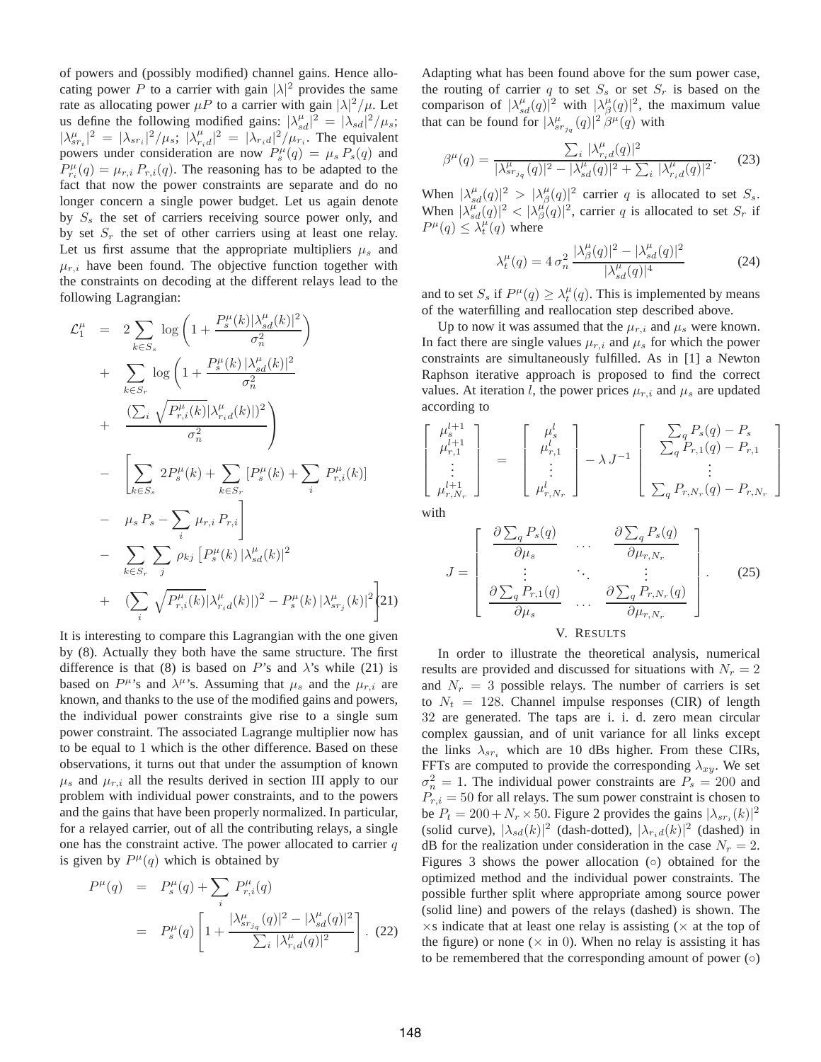of powers and (possibly modified) channel gains. Hence allocating power $P$ to a carrier with gain $|\lambda|^2$ provides the same rate as allocating power $\mu P$ to a carrier with gain $|\lambda|^2/\mu$. Let us define the following modified gains: $|\lambda^{\mu}_{sd}|^2 = |\lambda_{sd}|^2/\mu_s$; $|\lambda^{\mu}_{sr_i}|^2 = |\lambda_{sr_i}|^2/\mu_s$; $|\lambda^{\mu}_{r_i d}|^2 = |\lambda_{r_i d}|^2/\mu_{r_i}$. The equivalent powers under consideration are now $P^{\mu}_s(q) = \mu_s P_s(q)$ and $P^{\mu}_{r_i}(q) = \mu_{r,i} P_{r,i}(q)$. The reasoning has to be adapted to the fact that now the power constraints are separate and do no longer concern a single power budget. Let us again denote by $S_s$ the set of carriers receiving source power only, and by set $S_r$ the set of other carriers using at least one relay. Let us first assume that the appropriate multipliers $\mu_s$ and $\mu_{r,i}$ have been found. The objective function together with the constraints on decoding at the different relays lead to the following Lagrangian:

$$
\begin{aligned}
\mathcal{L}^{\mu}_1 &= 2\sum_{k\in S_s} \log\left(1+\frac{P^{\mu}_s(k)|\lambda^{\mu}_{sd}(k)|^2}{\sigma_n^2}\right) \\
&+ \sum_{k\in S_r} \log\left(1+\frac{P^{\mu}_s(k)\,|\lambda^{\mu}_{sd}(k)|^2}{\sigma_n^2}\right. \\
&+ \left.\frac{(\sum_i \sqrt{P^{\mu}_{r,i}(k)}|\lambda^{\mu}_{r_i d}(k)|)^2}{\sigma_n^2}\right) \\
&- \left[\sum_{k\in S_s} 2P^{\mu}_s(k) + \sum_{k\in S_r}\left[P^{\mu}_s(k) + \sum_i P^{\mu}_{r,i}(k)\right]\right. \\
&- \left.\mu_s P_s - \sum_i \mu_{r,i} P_{r,i}\right] \\
&- \sum_{k\in S_r}\sum_j \rho_{kj}\left[P^{\mu}_s(k)\,|\lambda^{\mu}_{sd}(k)|^2\right. \\
&+ \left.(\sum_i \sqrt{P^{\mu}_{r,i}(k)}|\lambda^{\mu}_{r_i d}(k)|)^2 - P^{\mu}_s(k)\,|\lambda^{\mu}_{sr_j}(k)|^2\right] \qquad (21)
\end{aligned}
$$

It is interesting to compare this Lagrangian with the one given by (8). Actually they both have the same structure. The first difference is that (8) is based on $P$'s and $\lambda$'s while (21) is based on $P^{\mu}$'s and $\lambda^{\mu}$'s. Assuming that $\mu_s$ and the $\mu_{r,i}$ are known, and thanks to the use of the modified gains and powers, the individual power constraints give rise to a single sum power constraint. The associated Lagrange multiplier now has to be equal to 1 which is the other difference. Based on these observations, it turns out that under the assumption of known $\mu_s$ and $\mu_{r,i}$ all the results derived in section III apply to our problem with individual power constraints, and to the powers and the gains that have been properly normalized. In particular, for a relayed carrier, out of all the contributing relays, a single one has the constraint active. The power allocated to carrier $q$ is given by $P^{\mu}(q)$ which is obtained by

$$
\begin{aligned}
P^{\mu}(q) &= P^{\mu}_s(q) + \sum_i P^{\mu}_{r,i}(q) \\
&= P^{\mu}_s(q)\left[1+\frac{|\lambda^{\mu}_{sr_{j_q}}(q)|^2 - |\lambda^{\mu}_{sd}(q)|^2}{\sum_i |\lambda^{\mu}_{r_i d}(q)|^2}\right]. \quad (22)
\end{aligned}
$$

Adapting what has been found above for the sum power case, the routing of carrier $q$ to set $S_s$ or set $S_r$ is based on the comparison of $|\lambda^{\mu}_{sd}(q)|^2$ with $|\lambda^{\mu}_{\beta}(q)|^2$, the maximum value that can be found for $|\lambda^{\mu}_{sr_{j_q}}(q)|^2\,\beta^{\mu}(q)$ with

$$
\beta^{\mu}(q) = \frac{\sum_i |\lambda^{\mu}_{r_i d}(q)|^2}{|\lambda^{\mu}_{sr_{j_q}}(q)|^2 - |\lambda^{\mu}_{sd}(q)|^2 + \sum_i |\lambda^{\mu}_{r_i d}(q)|^2}. \quad (23)
$$

When $|\lambda^{\mu}_{sd}(q)|^2 > |\lambda^{\mu}_{\beta}(q)|^2$ carrier $q$ is allocated to set $S_s$. When $|\lambda^{\mu}_{sd}(q)|^2 < |\lambda^{\mu}_{\beta}(q)|^2$, carrier $q$ is allocated to set $S_r$ if $P^{\mu}(q) \leq \lambda^{\mu}_t(q)$ where

$$
\lambda^{\mu}_t(q) = 4\,\sigma_n^2\,\frac{|\lambda^{\mu}_{\beta}(q)|^2 - |\lambda^{\mu}_{sd}(q)|^2}{|\lambda^{\mu}_{sd}(q)|^4} \quad (24)
$$

and to set $S_s$ if $P^{\mu}(q) \geq \lambda^{\mu}_t(q)$. This is implemented by means of the waterfilling and reallocation step described above.

Up to now it was assumed that the $\mu_{r,i}$ and $\mu_s$ were known. In fact there are single values $\mu_{r,i}$ and $\mu_s$ for which the power constraints are simultaneously fulfilled. As in [1] a Newton Raphson iterative approach is proposed to find the correct values. At iteration $l$, the power prices $\mu_{r,i}$ and $\mu_s$ are updated according to

$$
\begin{bmatrix} \mu_s^{l+1} \\ \mu_{r,1}^{l+1} \\ \vdots \\ \mu_{r,N_r}^{l+1} \end{bmatrix} = \begin{bmatrix} \mu_s^{l} \\ \mu_{r,1}^{l} \\ \vdots \\ \mu_{r,N_r}^{l} \end{bmatrix} - \lambda\, J^{-1} \begin{bmatrix} \sum_q P_s(q) - P_s \\ \sum_q P_{r,1}(q) - P_{r,1} \\ \vdots \\ \sum_q P_{r,N_r}(q) - P_{r,N_r} \end{bmatrix}
$$

with

$$
J = \begin{bmatrix} \dfrac{\partial \sum_q P_s(q)}{\partial \mu_s} & \dots & \dfrac{\partial \sum_q P_s(q)}{\partial \mu_{r,N_r}} \\ \vdots & \ddots & \vdots \\ \dfrac{\partial \sum_q P_{r,1}(q)}{\partial \mu_s} & \dots & \dfrac{\partial \sum_q P_{r,N_r}(q)}{\partial \mu_{r,N_r}} \end{bmatrix}. \quad (25)
$$

## V. Results

In order to illustrate the theoretical analysis, numerical results are provided and discussed for situations with $N_r = 2$ and $N_r = 3$ possible relays. The number of carriers is set to $N_t = 128$. Channel impulse responses (CIR) of length 32 are generated. The taps are i. i. d. zero mean circular complex gaussian, and of unit variance for all links except the links $\lambda_{sr_i}$ which are 10 dBs higher. From these CIRs, FFTs are computed to provide the corresponding $\lambda_{xy}$. We set $\sigma_n^2 = 1$. The individual power constraints are $P_s = 200$ and $P_{r,i} = 50$ for all relays. The sum power constraint is chosen to be $P_t = 200 + N_r \times 50$. Figure 2 provides the gains $|\lambda_{sr_i}(k)|^2$ (solid curve), $|\lambda_{sd}(k)|^2$ (dash-dotted), $|\lambda_{r_i d}(k)|^2$ (dashed) in dB for the realization under consideration in the case $N_r = 2$. Figures 3 shows the power allocation (◦) obtained for the optimized method and the individual power constraints. The possible further split where appropriate among source power (solid line) and powers of the relays (dashed) is shown. The ×s indicate that at least one relay is assisting (× at the top of the figure) or none (× in 0). When no relay is assisting it has to be remembered that the corresponding amount of power (◦)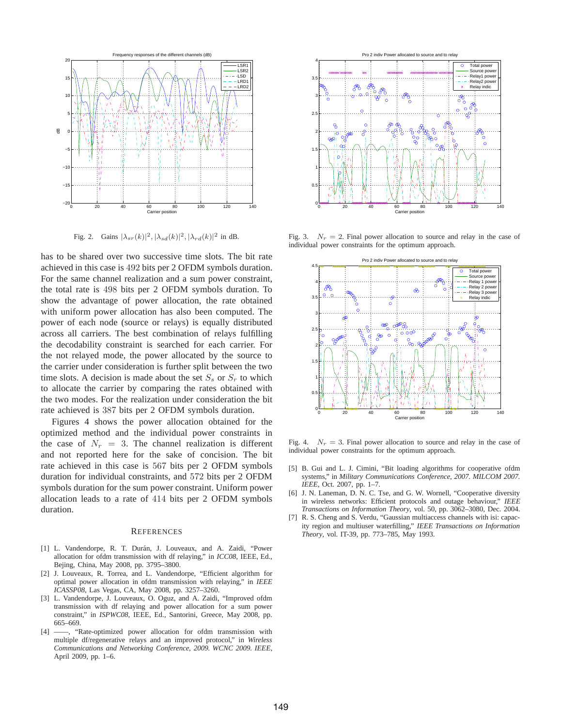Frequency responses of the different channels (dB)

dB

Carrier position

LSR1
LSR2
LSD
LRD1
LRD2

20
15
10
5
0
−5
−10
−15
−20

0 20 40 60 80 100 120 140

Fig. 2. Gains $|\lambda_{sr}(k)|^2, |\lambda_{sd}(k)|^2, |\lambda_{rd}(k)|^2$ in dB.

Pro 2 indiv Power allocated to source and to relay

Total power
Source power
Relay1 power
Relay2 power
Relay indic

4
3.5
3
2.5
2
1.5
1
0.5
0

0 20 40 60 80 100 120 140

Carrier position

Fig. 3. $N_r = 2$. Final power allocation to source and relay in the case of individual power constraints for the optimum approach.

has to be shared over two successive time slots. The bit rate achieved in this case is 492 bits per 2 OFDM symbols duration. For the same channel realization and a sum power constraint, the total rate is 498 bits per 2 OFDM symbols duration. To show the advantage of power allocation, the rate obtained with uniform power allocation has also been computed. The power of each node (source or relays) is equally distributed across all carriers. The best combination of relays fulfilling the decodability constraint is searched for each carrier. For the relayed mode, the power allocated by the source to the carrier under consideration is further split between the two time slots. A decision is made about the set $S_s$ or $S_r$ to which to allocate the carrier by comparing the rates obtained with the two modes. For the realization under consideration the bit rate achieved is 387 bits per 2 OFDM symbols duration.

Figures 4 shows the power allocation obtained for the optimized method and the individual power constraints in the case of $N_r = 3$. The channel realization is different and not reported here for the sake of concision. The bit rate achieved in this case is 567 bits per 2 OFDM symbols duration for individual constraints, and 572 bits per 2 OFDM symbols duration for the sum power constraint. Uniform power allocation leads to a rate of 414 bits per 2 OFDM symbols duration.

Pro 2 indiv Power allocated to source and to relay

Total power
Source power
Relay 1 power
Relay 2 power
Relay 3 power
Relay indic

4.5
4
3.5
3
2.5
2
1.5
1
0.5
0

0 20 40 60 80 100 120 140

Carrier position

Fig. 4. $N_r = 3$. Final power allocation to source and relay in the case of individual power constraints for the optimum approach.

## References

[1] L. Vandendorpe, R. T. Durán, J. Louveaux, and A. Zaidi, "Power allocation for ofdm transmission with df relaying," in *ICC08*, IEEE, Ed., Bejing, China, May 2008, pp. 3795–3800.

[2] J. Louveaux, R. Torrea, and L. Vandendorpe, "Efficient algorithm for optimal power allocation in ofdm transmission with relaying," in *IEEE ICASSP08*, Las Vegas, CA, May 2008, pp. 3257–3260.

[3] L. Vandendorpe, J. Louveaux, O. Oguz, and A. Zaidi, "Improved ofdm transmission with df relaying and power allocation for a sum power constraint," in *ISPWC08*, IEEE, Ed., Santorini, Greece, May 2008, pp. 665–669.

[4] ——, "Rate-optimized power allocation for ofdm transmission with multiple df/regenerative relays and an improved protocol," in *Wireless Communications and Networking Conference, 2009. WCNC 2009. IEEE*, April 2009, pp. 1–6.

[5] B. Gui and L. J. Cimini, "Bit loading algorithms for cooperative ofdm systems," in *Military Communications Conference, 2007. MILCOM 2007. IEEE*, Oct. 2007, pp. 1–7.

[6] J. N. Laneman, D. N. C. Tse, and G. W. Wornell, "Cooperative diversity in wireless networks: Efficient protocols and outage behaviour," *IEEE Transactions on Information Theory*, vol. 50, pp. 3062–3080, Dec. 2004.

[7] R. S. Cheng and S. Verdu, "Gaussian multiaccess channels with isi: capacity region and multiuser waterfilling," *IEEE Transactions on Information Theory*, vol. IT-39, pp. 773–785, May 1993.